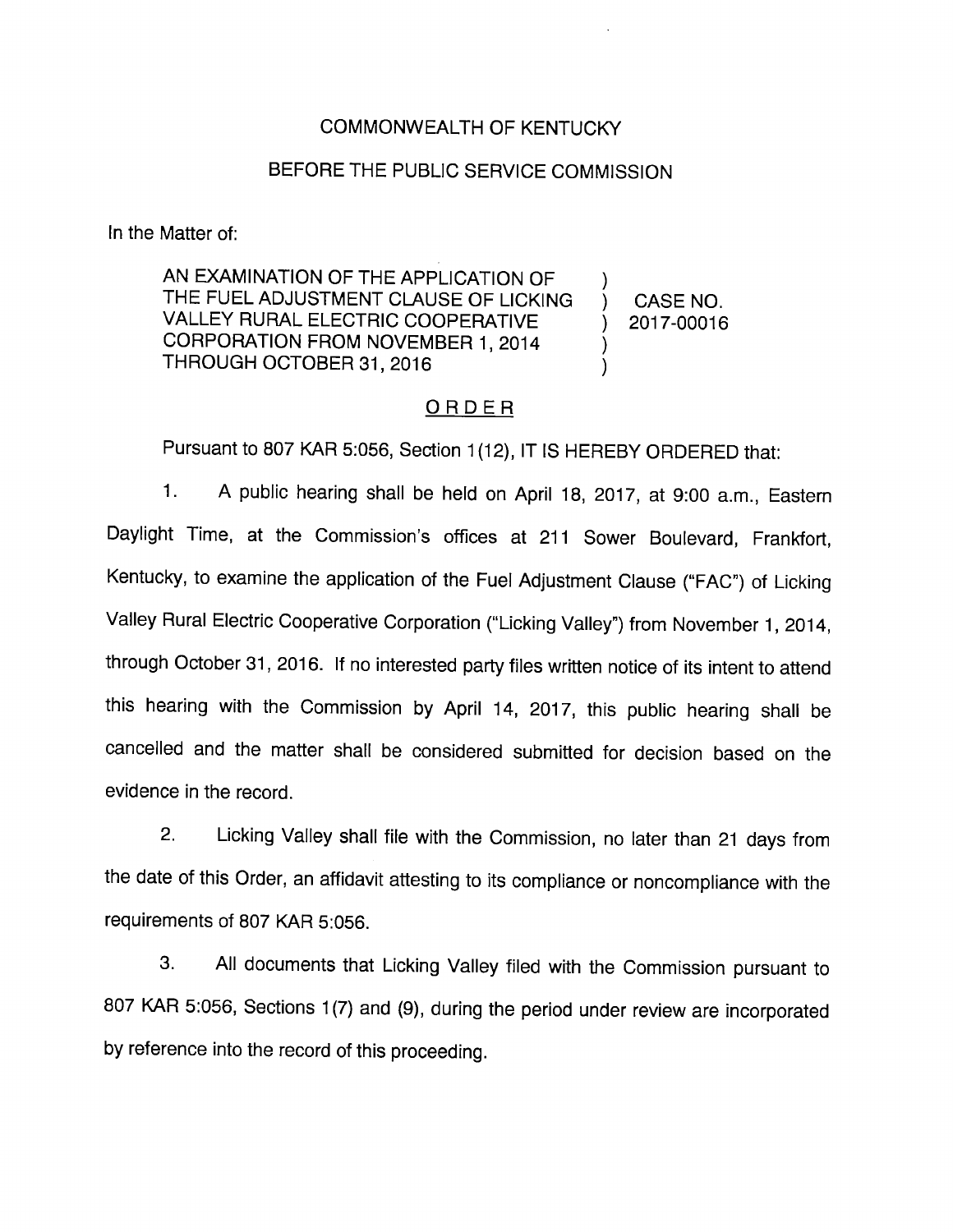COMMONWEALTH OF KENTUCKY

BEFORE THE PUBLIC SERVICE COMMISSION

In the Matter of:

| | | |
|---|---|---|
| AN EXAMINATION OF THE APPLICATION OF THE FUEL ADJUSTMENT CLAUSE OF LICKING VALLEY RURAL ELECTRIC COOPERATIVE CORPORATION FROM NOVEMBER 1, 2014 THROUGH OCTOBER 31, 2016 | ) | CASE NO. 2017-00016 |

## ORDER

Pursuant to 807 KAR 5:056, Section 1(12), IT IS HEREBY ORDERED that:

1. A public hearing shall be held on April 18, 2017, at 9:00 a.m., Eastern Daylight Time, at the Commission's offices at 211 Sower Boulevard, Frankfort, Kentucky, to examine the application of the Fuel Adjustment Clause ("FAC") of Licking Valley Rural Electric Cooperative Corporation ("Licking Valley") from November 1, 2014, through October 31, 2016. If no interested party files written notice of its intent to attend this hearing with the Commission by April 14, 2017, this public hearing shall be cancelled and the matter shall be considered submitted for decision based on the evidence in the record.

2. Licking Valley shall file with the Commission, no later than 21 days from the date of this Order, an affidavit attesting to its compliance or noncompliance with the requirements of 807 KAR 5:056.

3. All documents that Licking Valley filed with the Commission pursuant to 807 KAR 5:056, Sections 1(7) and (9), during the period under review are incorporated by reference into the record of this proceeding.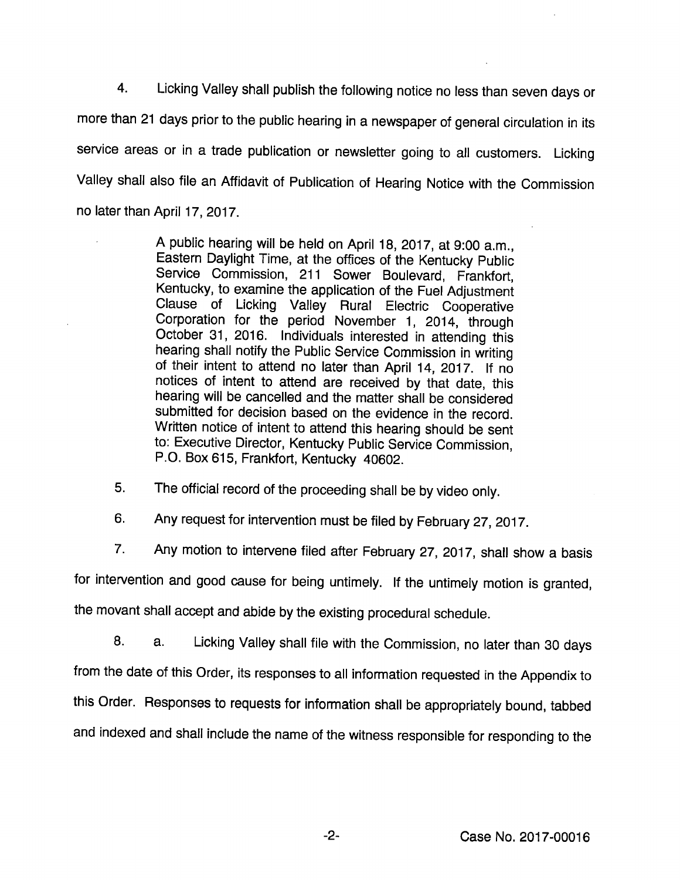4. Licking Valley shall publish the following notice no less than seven days or more than 21 days prior to the public hearing in a newspaper of general circulation in its service areas or in a trade publication or newsletter going to all customers. Licking Valley shall also file an Affidavit of Publication of Hearing Notice with the Commission no later than April 17, 2017.

> A public hearing will be held on April 18, 2017, at 9:00 a.m., Eastern Daylight Time, at the offices of the Kentucky Public Service Commission, 211 Sower Boulevard, Frankfort, Kentucky, to examine the application of the Fuel Adjustment Clause of Licking Valley Rural Electric Cooperative Corporation for the period November 1, 2014, through October 31, 2016. Individuals interested in attending this hearing shall notify the Public Service Commission in writing of their intent to attend no later than April 14, 2017. If no notices of intent to attend are received by that date, this hearing will be cancelled and the matter shall be considered submitted for decision based on the evidence in the record. Written notice of intent to attend this hearing should be sent to: Executive Director, Kentucky Public Service Commission, P.O. Box 615, Frankfort, Kentucky 40602.

5. The official record of the proceeding shall be by video only.

6. Any request for intervention must be filed by February 27, 2017.

7. Any motion to intervene filed after February 27, 2017, shall show a basis for intervention and good cause for being untimely. If the untimely motion is granted, the movant shall accept and abide by the existing procedural schedule.

8. a. Licking Valley shall file with the Commission, no later than 30 days from the date of this Order, its responses to all information requested in the Appendix to this Order. Responses to requests for information shall be appropriately bound, tabbed and indexed and shall include the name of the witness responsible for responding to the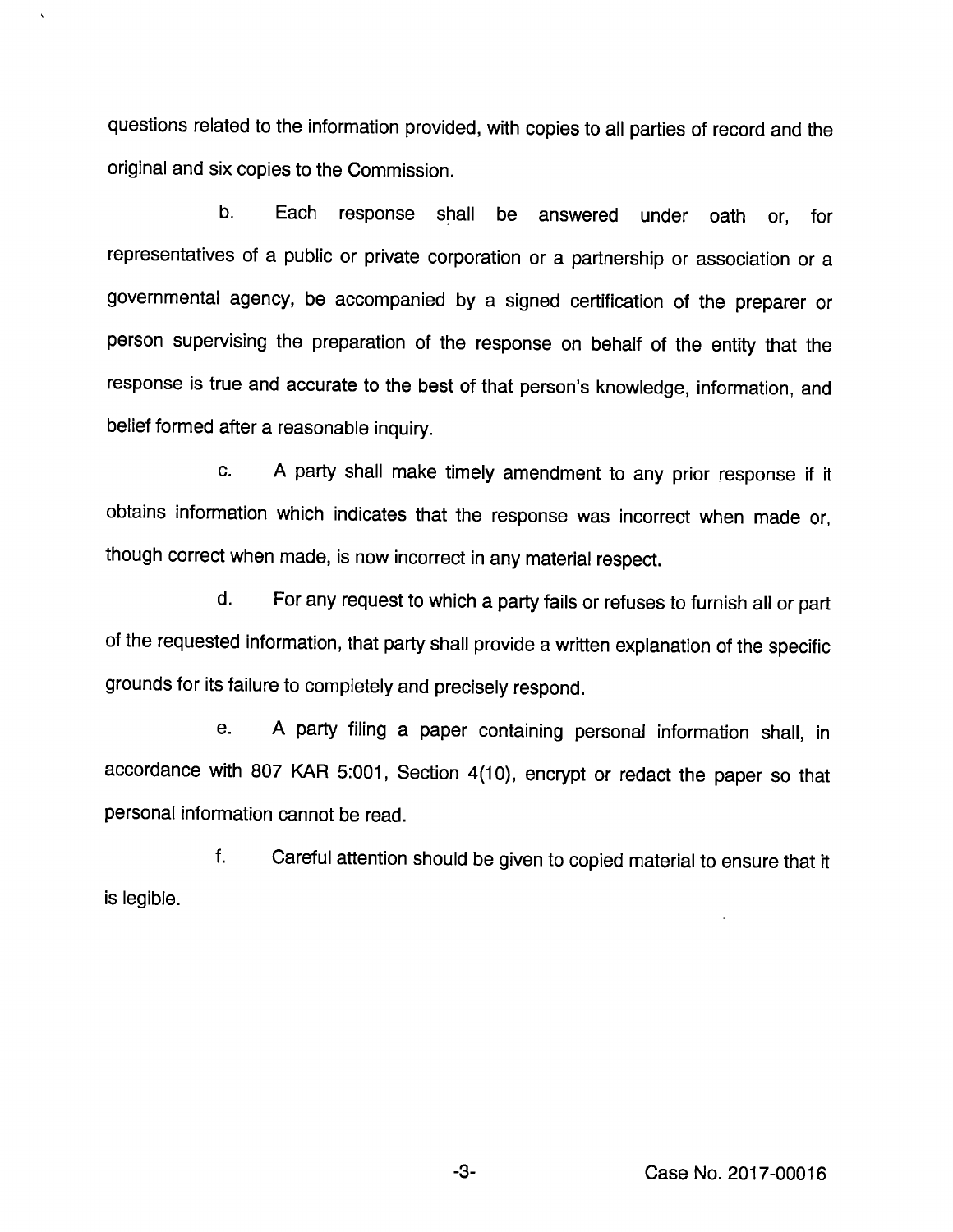questions related to the information provided, with copies to all parties of record and the original and six copies to the Commission.

b. Each response shall be answered under oath or, for representatives of a public or private corporation or a partnership or association or a governmental agency, be accompanied by a signed certification of the preparer or person supervising the preparation of the response on behalf of the entity that the response is true and accurate to the best of that person's knowledge, information, and belief formed after a reasonable inquiry.

c. A party shall make timely amendment to any prior response if it obtains information which indicates that the response was incorrect when made or, though correct when made, is now incorrect in any material respect.

d. For any request to which a party fails or refuses to furnish all or part of the requested information, that party shall provide a written explanation of the specific grounds for its failure to completely and precisely respond.

e. A party filing a paper containing personal information shall, in accordance with 807 KAR 5:001, Section 4(10), encrypt or redact the paper so that personal information cannot be read.

f. Careful attention should be given to copied material to ensure that it is legible.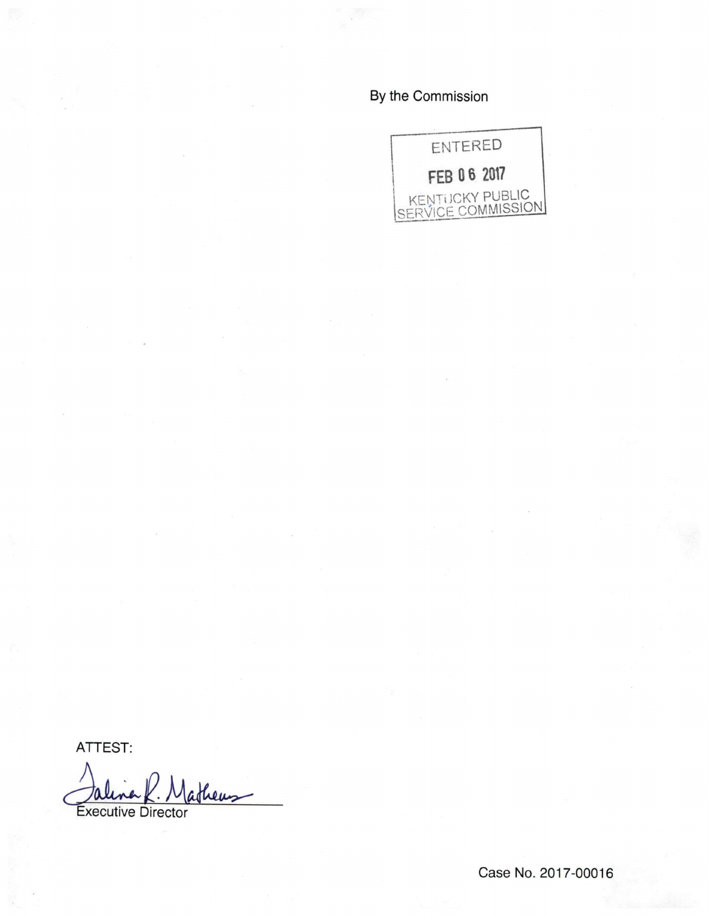By the Commission

ENTERED

FEB 06 2017

KENTUCKY PUBLIC SERVICE COMMISSION

ATTEST:

Talina R. Mathews

Executive Director

Case No. 2017-00016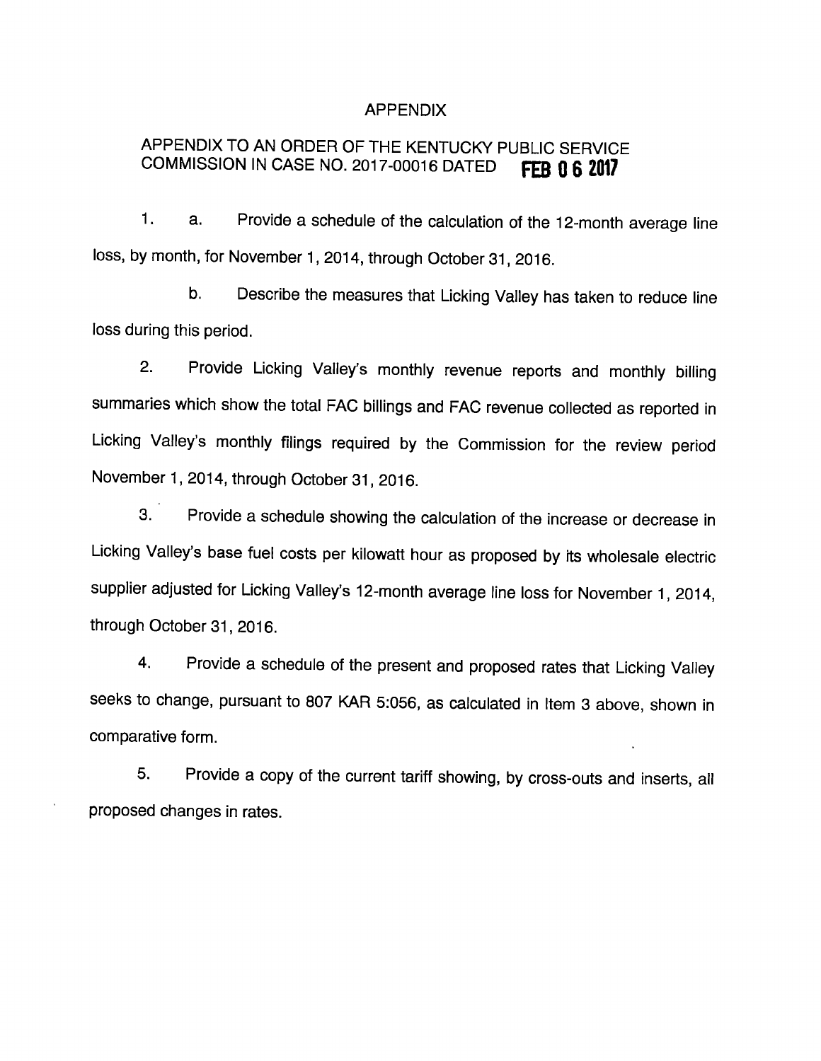# APPENDIX

## APPENDIX TO AN ORDER OF THE KENTUCKY PUBLIC SERVICE COMMISSION IN CASE NO. 2017-00016 DATED FEB 06 2017

1. a. Provide a schedule of the calculation of the 12-month average line loss, by month, for November 1, 2014, through October 31, 2016.

   b. Describe the measures that Licking Valley has taken to reduce line loss during this period.

2. Provide Licking Valley's monthly revenue reports and monthly billing summaries which show the total FAC billings and FAC revenue collected as reported in Licking Valley's monthly filings required by the Commission for the review period November 1, 2014, through October 31, 2016.

3. Provide a schedule showing the calculation of the increase or decrease in Licking Valley's base fuel costs per kilowatt hour as proposed by its wholesale electric supplier adjusted for Licking Valley's 12-month average line loss for November 1, 2014, through October 31, 2016.

4. Provide a schedule of the present and proposed rates that Licking Valley seeks to change, pursuant to 807 KAR 5:056, as calculated in Item 3 above, shown in comparative form.

5. Provide a copy of the current tariff showing, by cross-outs and inserts, all proposed changes in rates.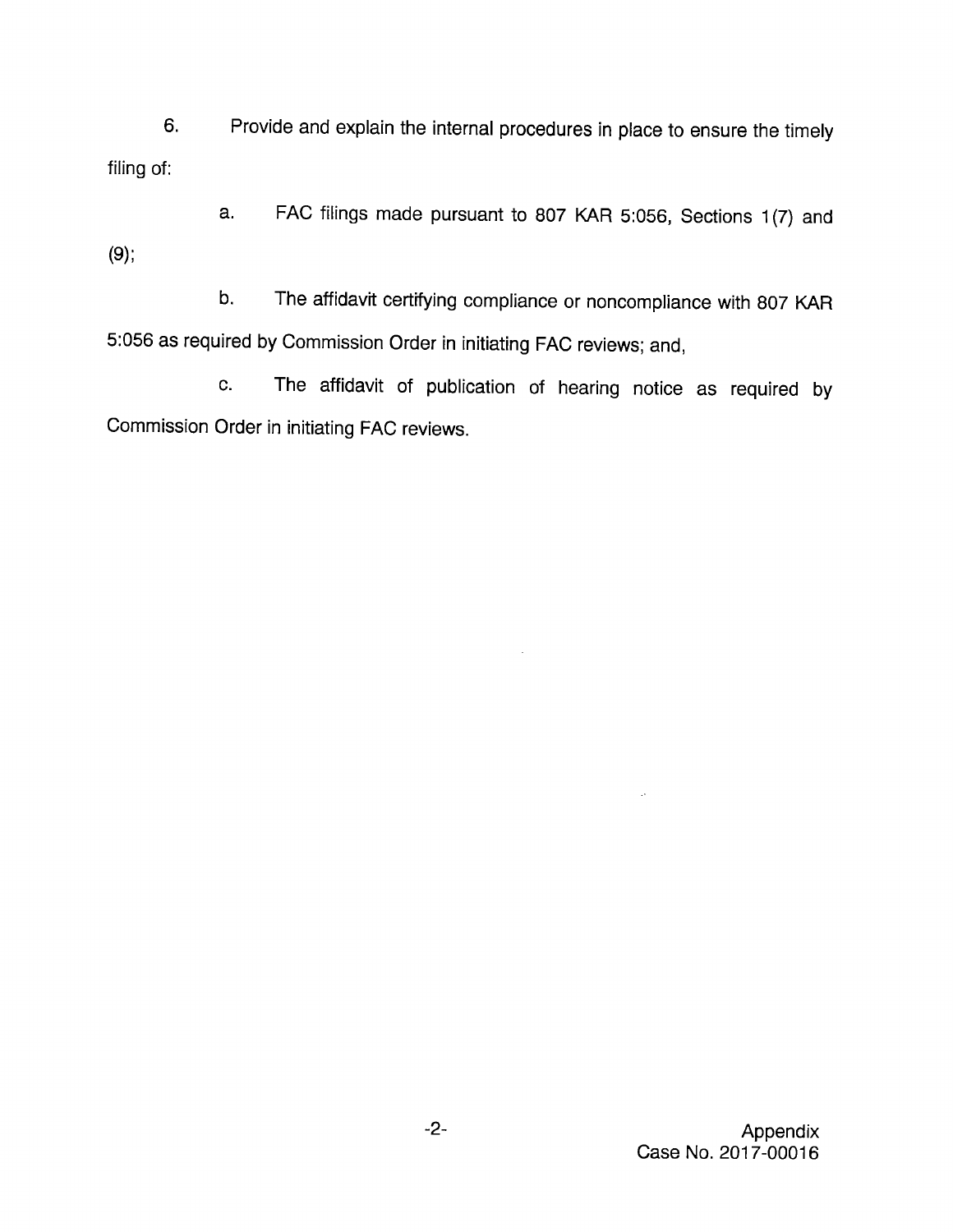6. Provide and explain the internal procedures in place to ensure the timely filing of:

a. FAC filings made pursuant to 807 KAR 5:056, Sections 1(7) and (9);

b. The affidavit certifying compliance or noncompliance with 807 KAR 5:056 as required by Commission Order in initiating FAC reviews; and,

c. The affidavit of publication of hearing notice as required by Commission Order in initiating FAC reviews.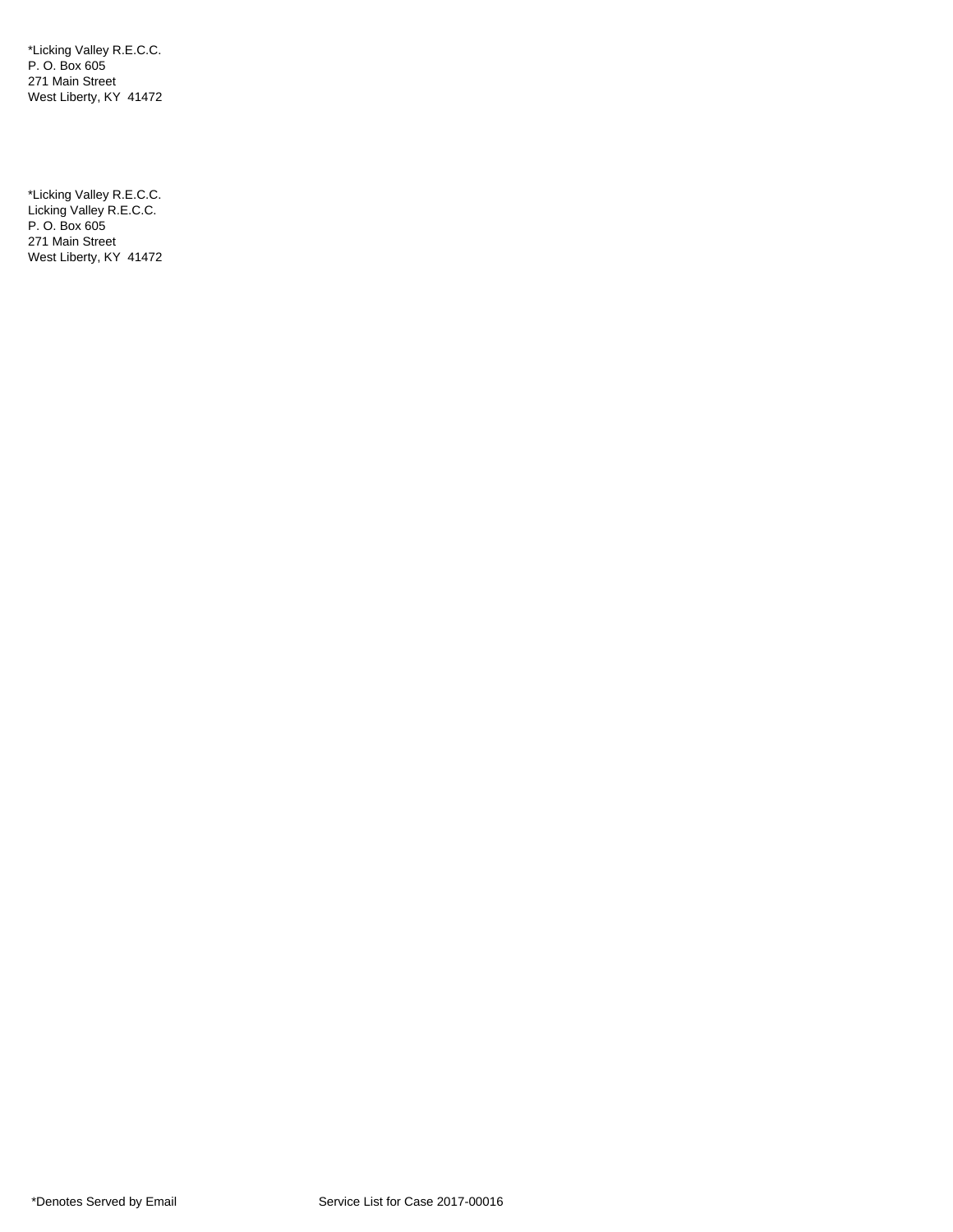*Licking Valley R.E.C.C.
P. O. Box 605
271 Main Street
West Liberty, KY 41472

*Licking Valley R.E.C.C.
Licking Valley R.E.C.C.
P. O. Box 605
271 Main Street
West Liberty, KY 41472